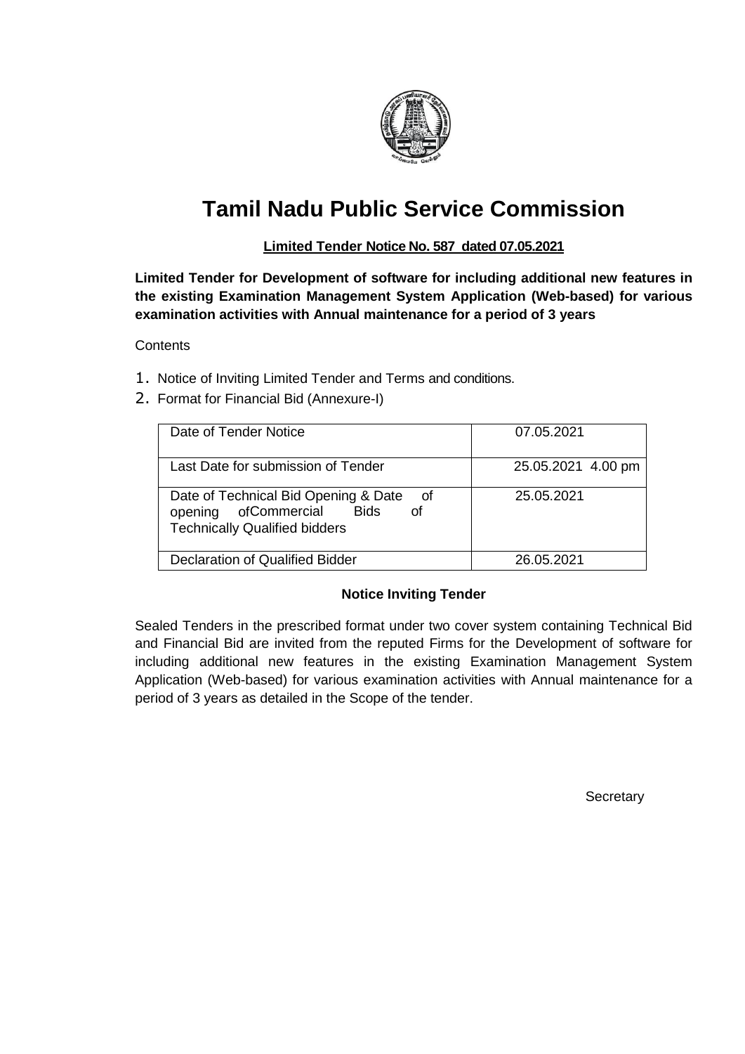# Tamil Nadu Public Service Commission

**Limited Tender Notice No. 587 dated 07.05.2021**

**Limited Tender for Development of software for including additional new features in the existing Examination Management System Application (Web-based) for various examination activities with Annual maintenance for a period of 3 years**

Contents

1. Notice of Inviting Limited Tender and Terms and conditions.
2. Format for Financial Bid (Annexure-I)

| | |
|---|---|
| Date of Tender Notice | 07.05.2021 |
| Last Date for submission of Tender | 25.05.2021 4.00 pm |
| Date of Technical Bid Opening & Date of opening ofCommercial Bids of Technically Qualified bidders | 25.05.2021 |
| Declaration of Qualified Bidder | 26.05.2021 |

**Notice Inviting Tender**

Sealed Tenders in the prescribed format under two cover system containing Technical Bid and Financial Bid are invited from the reputed Firms for the Development of software for including additional new features in the existing Examination Management System Application (Web-based) for various examination activities with Annual maintenance for a period of 3 years as detailed in the Scope of the tender.

Secretary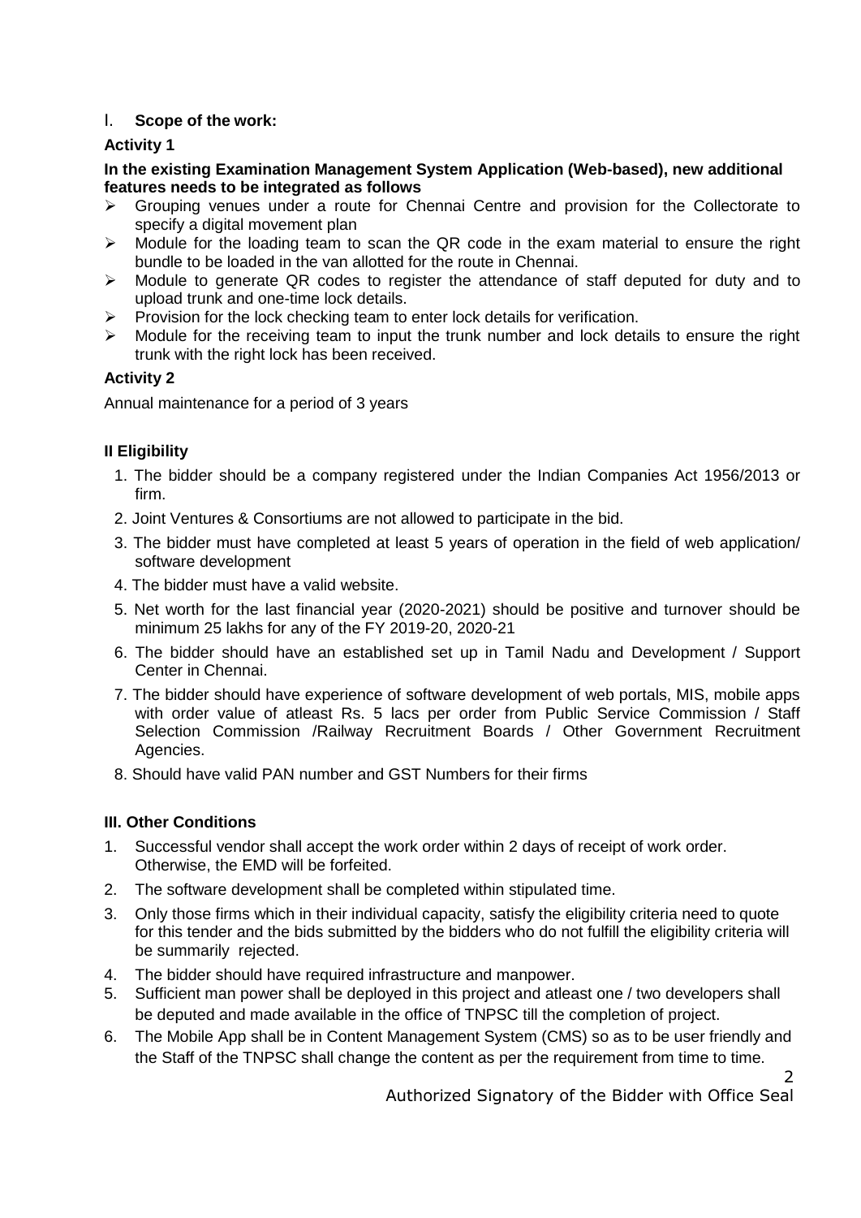## I. **Scope of the work:**

### **Activity 1**

**In the existing Examination Management System Application (Web-based), new additional features needs to be integrated as follows**

- Grouping venues under a route for Chennai Centre and provision for the Collectorate to specify a digital movement plan
- Module for the loading team to scan the QR code in the exam material to ensure the right bundle to be loaded in the van allotted for the route in Chennai.
- Module to generate QR codes to register the attendance of staff deputed for duty and to upload trunk and one-time lock details.
- Provision for the lock checking team to enter lock details for verification.
- Module for the receiving team to input the trunk number and lock details to ensure the right trunk with the right lock has been received.

### **Activity 2**

Annual maintenance for a period of 3 years

## **II Eligibility**

1. The bidder should be a company registered under the Indian Companies Act 1956/2013 or firm.
2. Joint Ventures & Consortiums are not allowed to participate in the bid.
3. The bidder must have completed at least 5 years of operation in the field of web application/ software development
4. The bidder must have a valid website.
5. Net worth for the last financial year (2020-2021) should be positive and turnover should be minimum 25 lakhs for any of the FY 2019-20, 2020-21
6. The bidder should have an established set up in Tamil Nadu and Development / Support Center in Chennai.
7. The bidder should have experience of software development of web portals, MIS, mobile apps with order value of atleast Rs. 5 lacs per order from Public Service Commission / Staff Selection Commission /Railway Recruitment Boards / Other Government Recruitment Agencies.
8. Should have valid PAN number and GST Numbers for their firms

## **III. Other Conditions**

1. Successful vendor shall accept the work order within 2 days of receipt of work order. Otherwise, the EMD will be forfeited.
2. The software development shall be completed within stipulated time.
3. Only those firms which in their individual capacity, satisfy the eligibility criteria need to quote for this tender and the bids submitted by the bidders who do not fulfill the eligibility criteria will be summarily rejected.
4. The bidder should have required infrastructure and manpower.
5. Sufficient man power shall be deployed in this project and atleast one / two developers shall be deputed and made available in the office of TNPSC till the completion of project.
6. The Mobile App shall be in Content Management System (CMS) so as to be user friendly and the Staff of the TNPSC shall change the content as per the requirement from time to time.

Authorized Signatory of the Bidder with Office Seal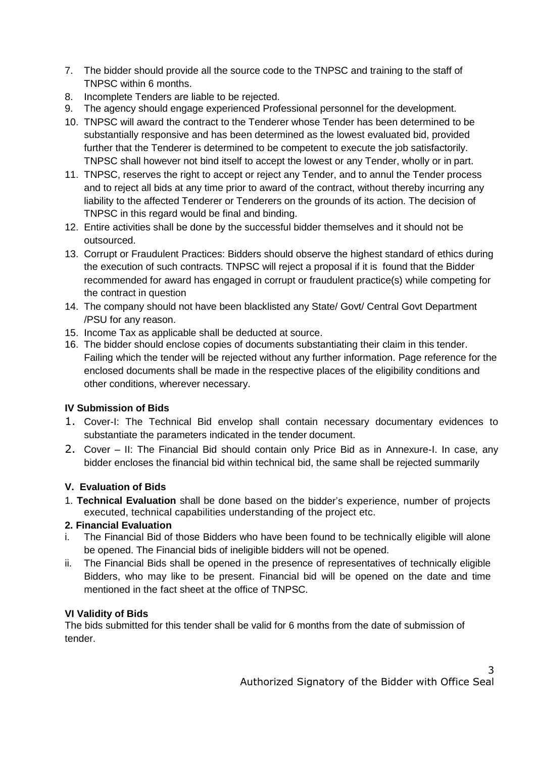7. The bidder should provide all the source code to the TNPSC and training to the staff of TNPSC within 6 months.
8. Incomplete Tenders are liable to be rejected.
9. The agency should engage experienced Professional personnel for the development.
10. TNPSC will award the contract to the Tenderer whose Tender has been determined to be substantially responsive and has been determined as the lowest evaluated bid, provided further that the Tenderer is determined to be competent to execute the job satisfactorily. TNPSC shall however not bind itself to accept the lowest or any Tender, wholly or in part.
11. TNPSC, reserves the right to accept or reject any Tender, and to annul the Tender process and to reject all bids at any time prior to award of the contract, without thereby incurring any liability to the affected Tenderer or Tenderers on the grounds of its action. The decision of TNPSC in this regard would be final and binding.
12. Entire activities shall be done by the successful bidder themselves and it should not be outsourced.
13. Corrupt or Fraudulent Practices: Bidders should observe the highest standard of ethics during the execution of such contracts. TNPSC will reject a proposal if it is found that the Bidder recommended for award has engaged in corrupt or fraudulent practice(s) while competing for the contract in question
14. The company should not have been blacklisted any State/ Govt/ Central Govt Department /PSU for any reason.
15. Income Tax as applicable shall be deducted at source.
16. The bidder should enclose copies of documents substantiating their claim in this tender. Failing which the tender will be rejected without any further information. Page reference for the enclosed documents shall be made in the respective places of the eligibility conditions and other conditions, wherever necessary.

### IV Submission of Bids

1. Cover-I: The Technical Bid envelop shall contain necessary documentary evidences to substantiate the parameters indicated in the tender document.
2. Cover – II: The Financial Bid should contain only Price Bid as in Annexure-I. In case, any bidder encloses the financial bid within technical bid, the same shall be rejected summarily

### V. Evaluation of Bids

1. **Technical Evaluation** shall be done based on the bidder's experience, number of projects executed, technical capabilities understanding of the project etc.

**2. Financial Evaluation**

i. The Financial Bid of those Bidders who have been found to be technically eligible will alone be opened. The Financial bids of ineligible bidders will not be opened.

ii. The Financial Bids shall be opened in the presence of representatives of technically eligible Bidders, who may like to be present. Financial bid will be opened on the date and time mentioned in the fact sheet at the office of TNPSC.

### VI Validity of Bids

The bids submitted for this tender shall be valid for 6 months from the date of submission of tender.

Authorized Signatory of the Bidder with Office Seal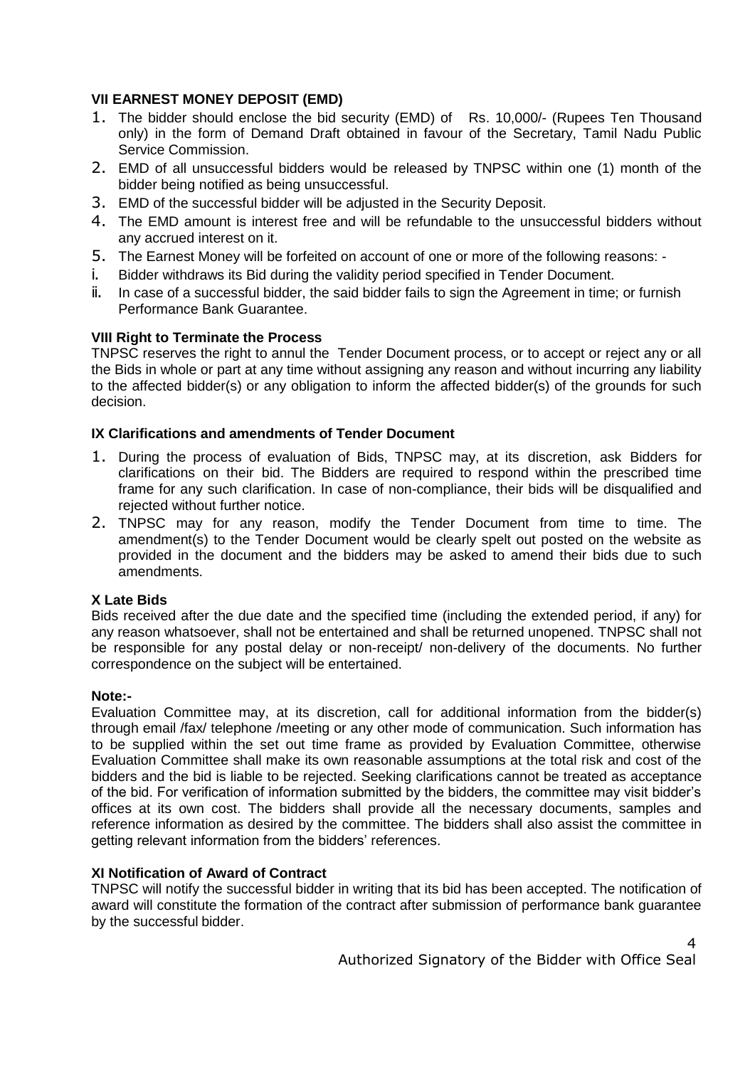### VII EARNEST MONEY DEPOSIT (EMD)

1. The bidder should enclose the bid security (EMD) of Rs. 10,000/- (Rupees Ten Thousand only) in the form of Demand Draft obtained in favour of the Secretary, Tamil Nadu Public Service Commission.
2. EMD of all unsuccessful bidders would be released by TNPSC within one (1) month of the bidder being notified as being unsuccessful.
3. EMD of the successful bidder will be adjusted in the Security Deposit.
4. The EMD amount is interest free and will be refundable to the unsuccessful bidders without any accrued interest on it.
5. The Earnest Money will be forfeited on account of one or more of the following reasons: -
   i. Bidder withdraws its Bid during the validity period specified in Tender Document.
   ii. In case of a successful bidder, the said bidder fails to sign the Agreement in time; or furnish Performance Bank Guarantee.

### VIII Right to Terminate the Process

TNPSC reserves the right to annul the Tender Document process, or to accept or reject any or all the Bids in whole or part at any time without assigning any reason and without incurring any liability to the affected bidder(s) or any obligation to inform the affected bidder(s) of the grounds for such decision.

### IX Clarifications and amendments of Tender Document

1. During the process of evaluation of Bids, TNPSC may, at its discretion, ask Bidders for clarifications on their bid. The Bidders are required to respond within the prescribed time frame for any such clarification. In case of non-compliance, their bids will be disqualified and rejected without further notice.
2. TNPSC may for any reason, modify the Tender Document from time to time. The amendment(s) to the Tender Document would be clearly spelt out posted on the website as provided in the document and the bidders may be asked to amend their bids due to such amendments.

### X Late Bids

Bids received after the due date and the specified time (including the extended period, if any) for any reason whatsoever, shall not be entertained and shall be returned unopened. TNPSC shall not be responsible for any postal delay or non-receipt/ non-delivery of the documents. No further correspondence on the subject will be entertained.

**Note:-**

Evaluation Committee may, at its discretion, call for additional information from the bidder(s) through email /fax/ telephone /meeting or any other mode of communication. Such information has to be supplied within the set out time frame as provided by Evaluation Committee, otherwise Evaluation Committee shall make its own reasonable assumptions at the total risk and cost of the bidders and the bid is liable to be rejected. Seeking clarifications cannot be treated as acceptance of the bid. For verification of information submitted by the bidders, the committee may visit bidder's offices at its own cost. The bidders shall provide all the necessary documents, samples and reference information as desired by the committee. The bidders shall also assist the committee in getting relevant information from the bidders' references.

### XI Notification of Award of Contract

TNPSC will notify the successful bidder in writing that its bid has been accepted. The notification of award will constitute the formation of the contract after submission of performance bank guarantee by the successful bidder.

Authorized Signatory of the Bidder with Office Seal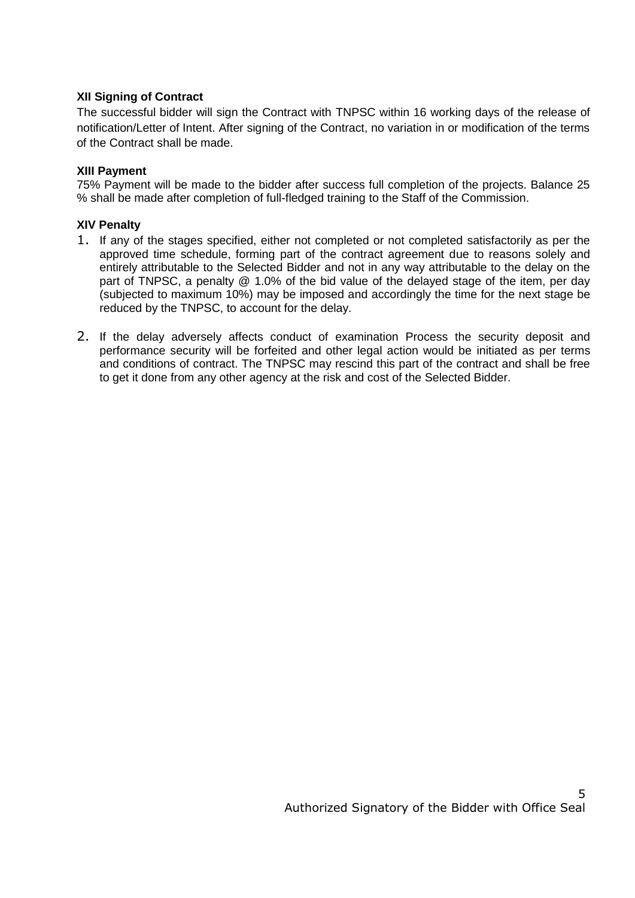**XII Signing of Contract**

The successful bidder will sign the Contract with TNPSC within 16 working days of the release of notification/Letter of Intent. After signing of the Contract, no variation in or modification of the terms of the Contract shall be made.

**XIII Payment**

75% Payment will be made to the bidder after success full completion of the projects. Balance 25 % shall be made after completion of full-fledged training to the Staff of the Commission.

**XIV Penalty**

1. If any of the stages specified, either not completed or not completed satisfactorily as per the approved time schedule, forming part of the contract agreement due to reasons solely and entirely attributable to the Selected Bidder and not in any way attributable to the delay on the part of TNPSC, a penalty @ 1.0% of the bid value of the delayed stage of the item, per day (subjected to maximum 10%) may be imposed and accordingly the time for the next stage be reduced by the TNPSC, to account for the delay.

2. If the delay adversely affects conduct of examination Process the security deposit and performance security will be forfeited and other legal action would be initiated as per terms and conditions of contract. The TNPSC may rescind this part of the contract and shall be free to get it done from any other agency at the risk and cost of the Selected Bidder.

Authorized Signatory of the Bidder with Office Seal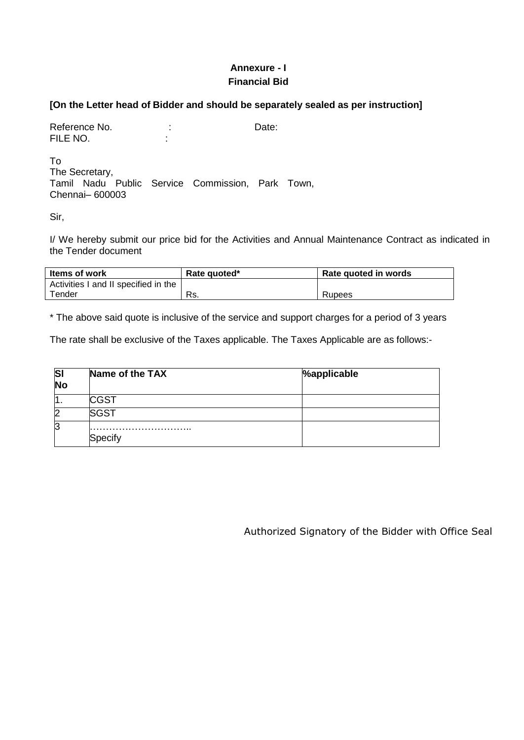## Annexure - I
## Financial Bid

**[On the Letter head of Bidder and should be separately sealed as per instruction]**

Reference No. : Date:
FILE NO. :

To
The Secretary,
Tamil Nadu Public Service Commission, Park Town,
Chennai– 600003

Sir,

I/ We hereby submit our price bid for the Activities and Annual Maintenance Contract as indicated in the Tender document

| Items of work | Rate quoted* | Rate quoted in words |
|---|---|---|
| Activities I and II specified in the Tender | Rs. | Rupees |

* The above said quote is inclusive of the service and support charges for a period of 3 years

The rate shall be exclusive of the Taxes applicable. The Taxes Applicable are as follows:-

| Sl No | Name of the TAX | %applicable |
|---|---|---|
| 1. | CGST | |
| 2 | SGST | |
| 3 | ………………………….. Specify | |

Authorized Signatory of the Bidder with Office Seal